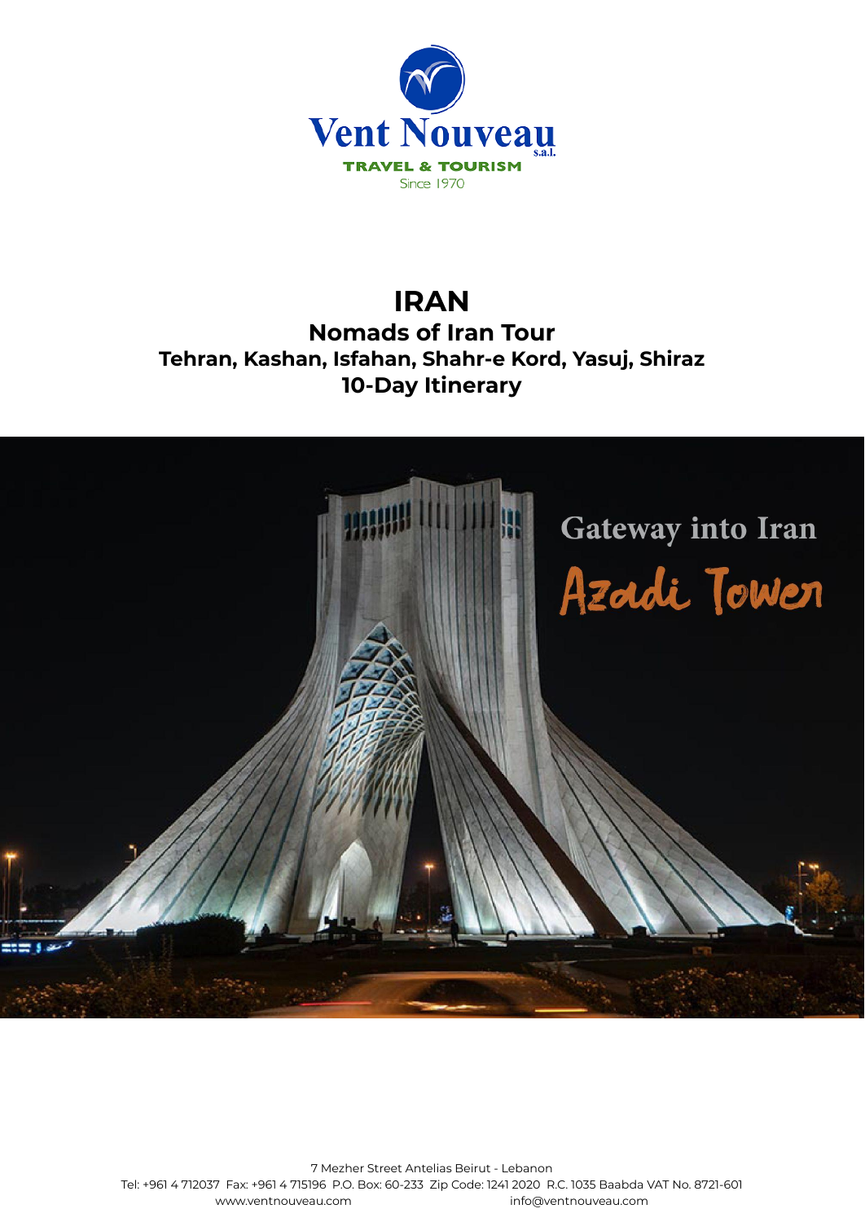Vent Nouveau s.a.l.
TRAVEL & TOURISM
Since 1970

# IRAN

## Nomads of Iran Tour

### Tehran, Kashan, Isfahan, Shahr-e Kord, Yasuj, Shiraz

### 10-Day Itinerary

Gateway into Iran

Azadi Tower

7 Mezher Street Antelias Beirut - Lebanon
Tel: +961 4 712037 Fax: +961 4 715196 P.O. Box: 60-233 Zip Code: 1241 2020 R.C. 1035 Baabda VAT No. 8721-601
www.ventnouveau.com info@ventnouveau.com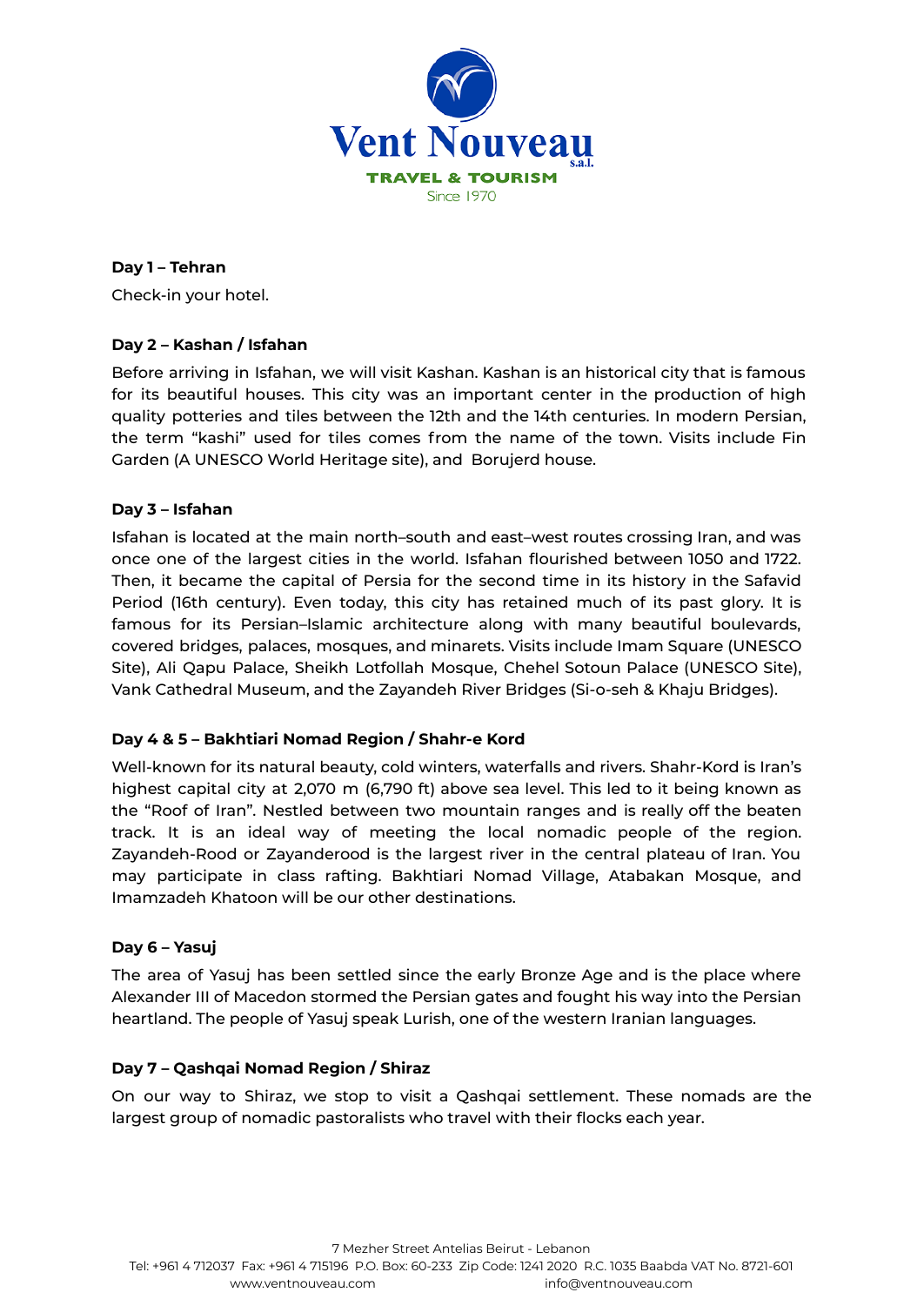**Day 1 – Tehran**

Check-in your hotel.

**Day 2 – Kashan / Isfahan**

Before arriving in Isfahan, we will visit Kashan. Kashan is an historical city that is famous for its beautiful houses. This city was an important center in the production of high quality potteries and tiles between the 12th and the 14th centuries. In modern Persian, the term "kashi" used for tiles comes from the name of the town. Visits include Fin Garden (A UNESCO World Heritage site), and Borujerd house.

**Day 3 – Isfahan**

Isfahan is located at the main north–south and east–west routes crossing Iran, and was once one of the largest cities in the world. Isfahan flourished between 1050 and 1722. Then, it became the capital of Persia for the second time in its history in the Safavid Period (16th century). Even today, this city has retained much of its past glory. It is famous for its Persian–Islamic architecture along with many beautiful boulevards, covered bridges, palaces, mosques, and minarets. Visits include Imam Square (UNESCO Site), Ali Qapu Palace, Sheikh Lotfollah Mosque, Chehel Sotoun Palace (UNESCO Site), Vank Cathedral Museum, and the Zayandeh River Bridges (Si-o-seh & Khaju Bridges).

**Day 4 & 5 – Bakhtiari Nomad Region / Shahr-e Kord**

Well-known for its natural beauty, cold winters, waterfalls and rivers. Shahr-Kord is Iran's highest capital city at 2,070 m (6,790 ft) above sea level. This led to it being known as the "Roof of Iran". Nestled between two mountain ranges and is really off the beaten track. It is an ideal way of meeting the local nomadic people of the region. Zayandeh-Rood or Zayanderood is the largest river in the central plateau of Iran. You may participate in class rafting. Bakhtiari Nomad Village, Atabakan Mosque, and Imamzadeh Khatoon will be our other destinations.

**Day 6 – Yasuj**

The area of Yasuj has been settled since the early Bronze Age and is the place where Alexander III of Macedon stormed the Persian gates and fought his way into the Persian heartland. The people of Yasuj speak Lurish, one of the western Iranian languages.

**Day 7 – Qashqai Nomad Region / Shiraz**

On our way to Shiraz, we stop to visit a Qashqai settlement. These nomads are the largest group of nomadic pastoralists who travel with their flocks each year.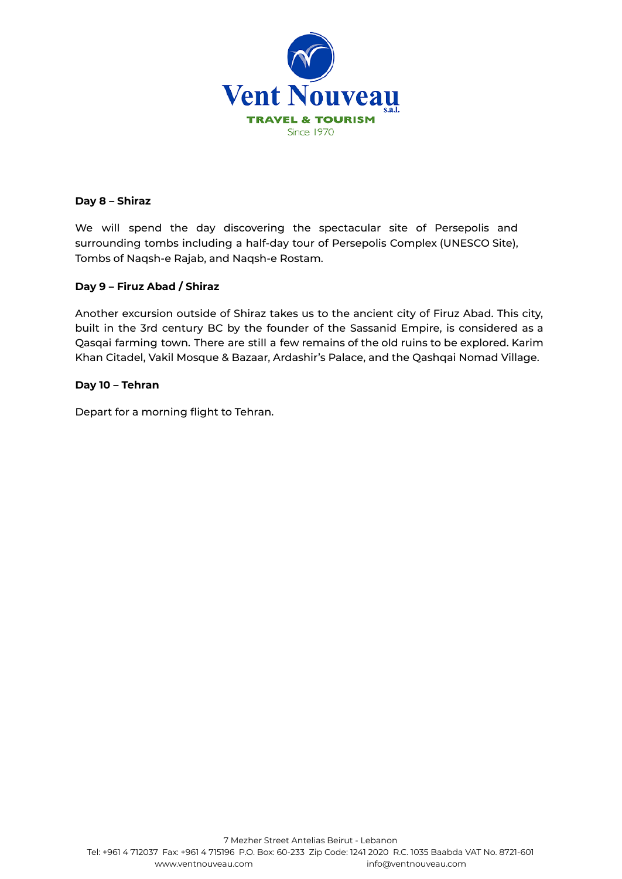**Day 8 – Shiraz**

We will spend the day discovering the spectacular site of Persepolis and surrounding tombs including a half-day tour of Persepolis Complex (UNESCO Site), Tombs of Naqsh-e Rajab, and Naqsh-e Rostam.

**Day 9 – Firuz Abad / Shiraz**

Another excursion outside of Shiraz takes us to the ancient city of Firuz Abad. This city, built in the 3rd century BC by the founder of the Sassanid Empire, is considered as a Qasqai farming town. There are still a few remains of the old ruins to be explored. Karim Khan Citadel, Vakil Mosque & Bazaar, Ardashir's Palace, and the Qashqai Nomad Village.

**Day 10 – Tehran**

Depart for a morning flight to Tehran.